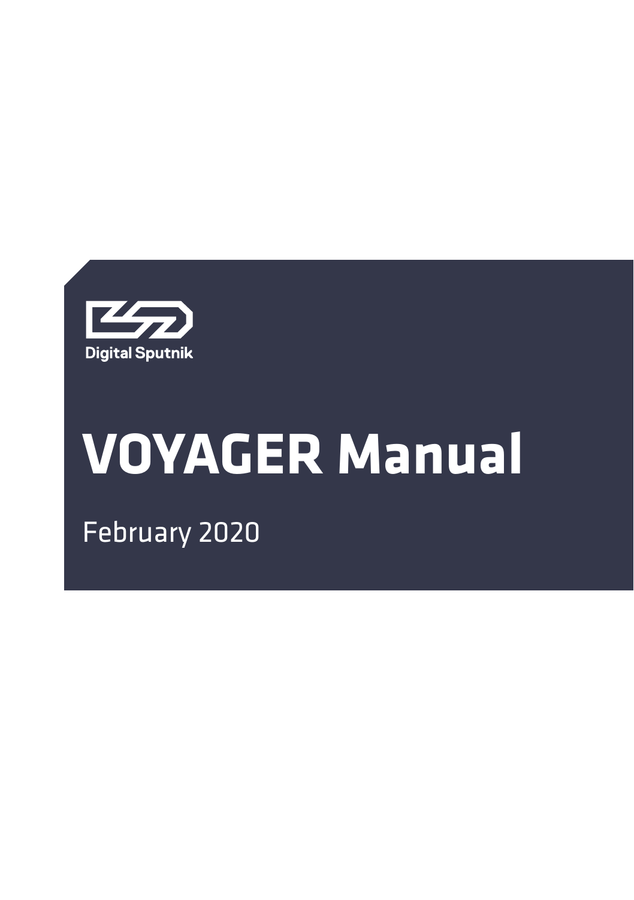Digital Sputnik

# VOYAGER Manual

February 2020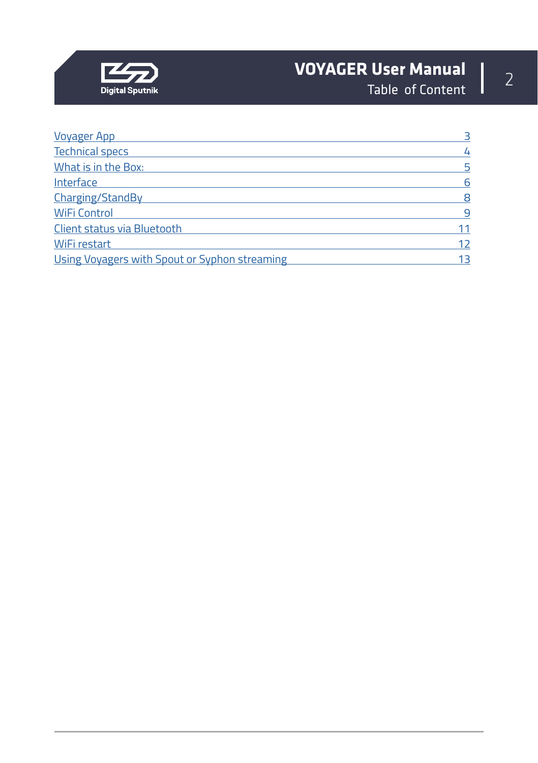# Table of Content

| Section | Page |
| --- | --- |
| Voyager App | 3 |
| Technical specs | 4 |
| What is in the Box: | 5 |
| Interface | 6 |
| Charging/StandBy | 8 |
| WiFi Control | 9 |
| Client status via Bluetooth | 11 |
| WiFi restart | 12 |
| Using Voyagers with Spout or Syphon streaming | 13 |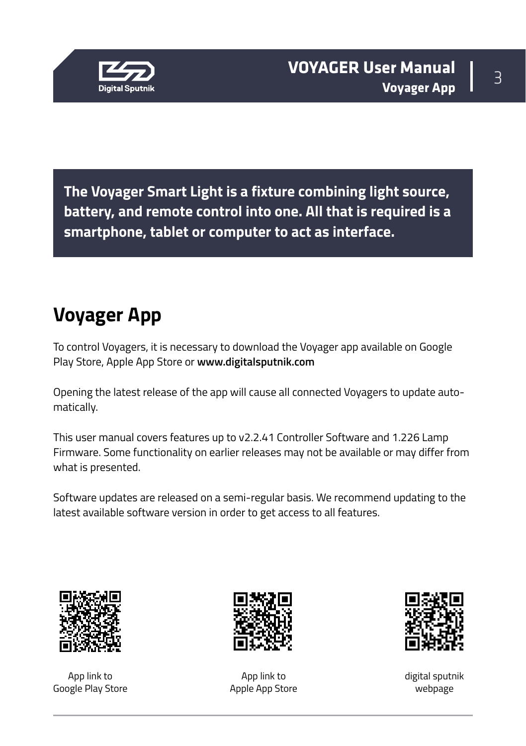**The Voyager Smart Light is a fixture combining light source, battery, and remote control into one. All that is required is a smartphone, tablet or computer to act as interface.**

## Voyager App

To control Voyagers, it is necessary to download the Voyager app available on Google Play Store, Apple App Store or **www.digitalsputnik.com**

Opening the latest release of the app will cause all connected Voyagers to update automatically.

This user manual covers features up to v2.2.41 Controller Software and 1.226 Lamp Firmware. Some functionality on earlier releases may not be available or may differ from what is presented.

Software updates are released on a semi-regular basis. We recommend updating to the latest available software version in order to get access to all features.

App link to Google Play Store

App link to Apple App Store

digital sputnik webpage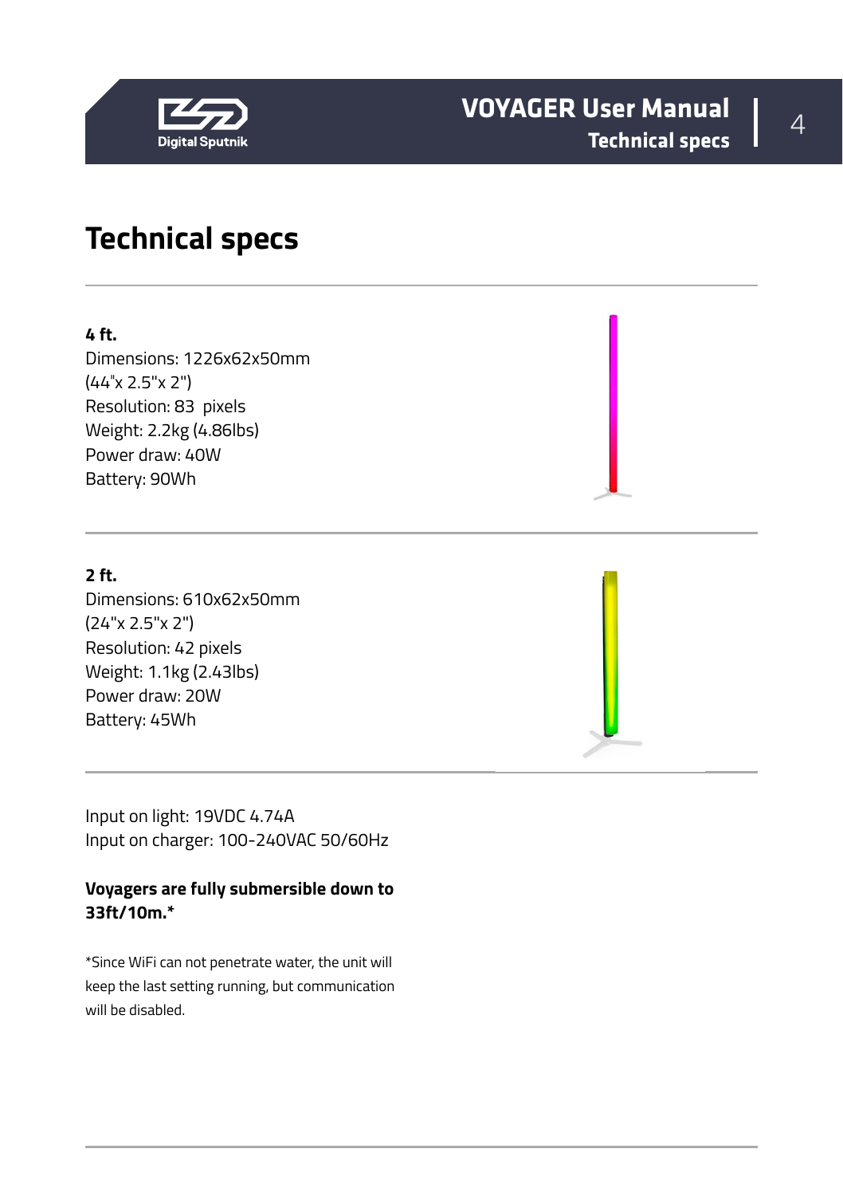# Technical specs

**4 ft.**
Dimensions: 1226x62x50mm
(44"x 2.5"x 2")
Resolution: 83 pixels
Weight: 2.2kg (4.86lbs)
Power draw: 40W
Battery: 90Wh

**2 ft.**
Dimensions: 610x62x50mm
(24"x 2.5"x 2")
Resolution: 42 pixels
Weight: 1.1kg (2.43lbs)
Power draw: 20W
Battery: 45Wh

Input on light: 19VDC 4.74A
Input on charger: 100-240VAC 50/60Hz

**Voyagers are fully submersible down to 33ft/10m.***

*Since WiFi can not penetrate water, the unit will keep the last setting running, but communication will be disabled.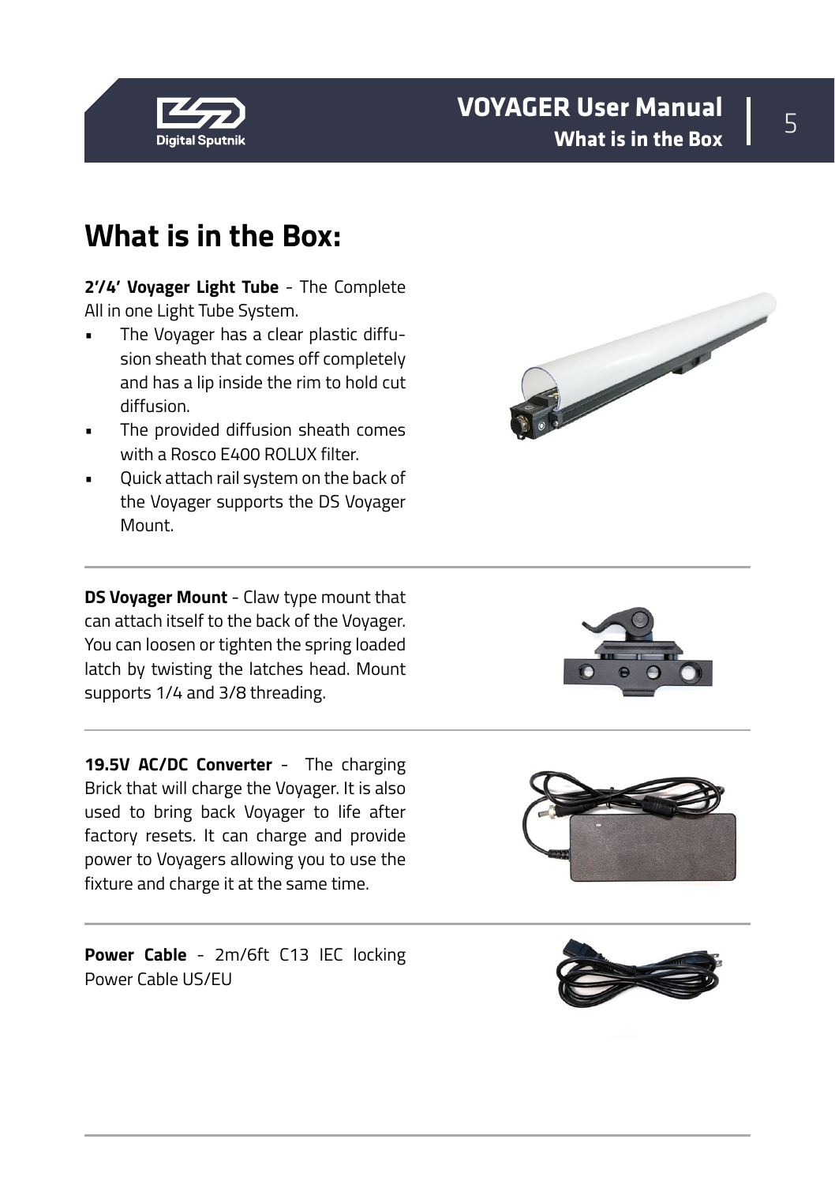# What is in the Box:

**2'/4' Voyager Light Tube** - The Complete All in one Light Tube System.

- The Voyager has a clear plastic diffusion sheath that comes off completely and has a lip inside the rim to hold cut diffusion.
- The provided diffusion sheath comes with a Rosco E400 ROLUX filter.
- Quick attach rail system on the back of the Voyager supports the DS Voyager Mount.

**DS Voyager Mount** - Claw type mount that can attach itself to the back of the Voyager. You can loosen or tighten the spring loaded latch by twisting the latches head. Mount supports 1/4 and 3/8 threading.

**19.5V AC/DC Converter** - The charging Brick that will charge the Voyager. It is also used to bring back Voyager to life after factory resets. It can charge and provide power to Voyagers allowing you to use the fixture and charge it at the same time.

**Power Cable** - 2m/6ft C13 IEC locking Power Cable US/EU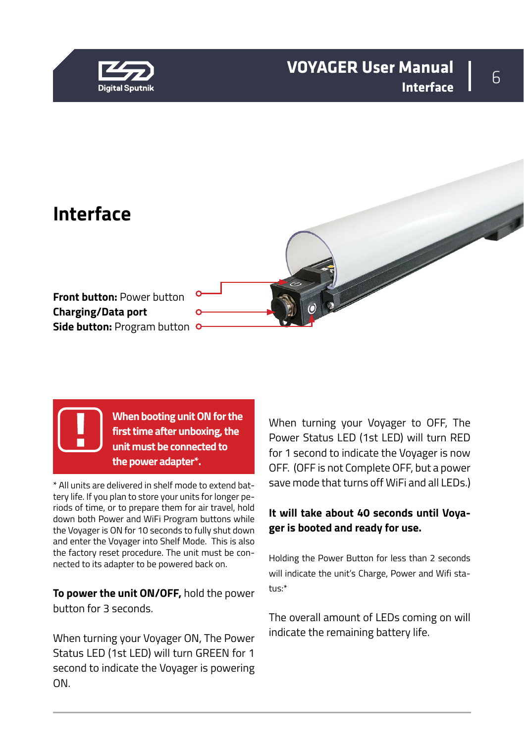# Interface

**Front button:** Power button

**Charging/Data port**

**Side button:** Program button

**When booting unit ON for the first time after unboxing, the unit must be connected to the power adapter*.**

* All units are delivered in shelf mode to extend battery life. If you plan to store your units for longer periods of time, or to prepare them for air travel, hold down both Power and WiFi Program buttons while the Voyager is ON for 10 seconds to fully shut down and enter the Voyager into Shelf Mode. This is also the factory reset procedure. The unit must be connected to its adapter to be powered back on.

**To power the unit ON/OFF,** hold the power button for 3 seconds.

When turning your Voyager ON, The Power Status LED (1st LED) will turn GREEN for 1 second to indicate the Voyager is powering ON.

When turning your Voyager to OFF, The Power Status LED (1st LED) will turn RED for 1 second to indicate the Voyager is now OFF. (OFF is not Complete OFF, but a power save mode that turns off WiFi and all LEDs.)

**It will take about 40 seconds until Voyager is booted and ready for use.**

Holding the Power Button for less than 2 seconds will indicate the unit's Charge, Power and Wifi status:*

The overall amount of LEDs coming on will indicate the remaining battery life.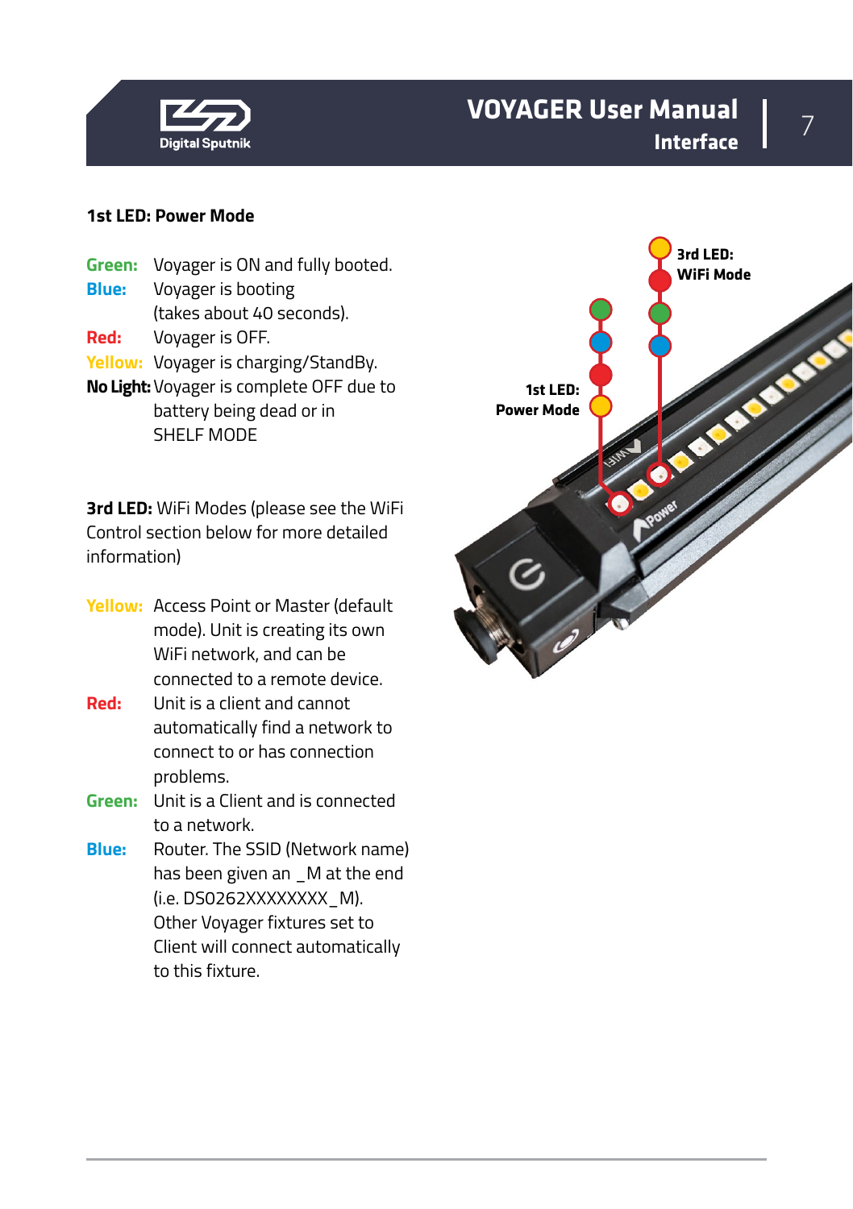### 1st LED: Power Mode

**Green:** Voyager is ON and fully booted.
**Blue:** Voyager is booting (takes about 40 seconds).
**Red:** Voyager is OFF.
**Yellow:** Voyager is charging/StandBy.
**No Light:** Voyager is complete OFF due to battery being dead or in SHELF MODE

**3rd LED:** WiFi Modes (please see the WiFi Control section below for more detailed information)

**Yellow:** Access Point or Master (default mode). Unit is creating its own WiFi network, and can be connected to a remote device.
**Red:** Unit is a client and cannot automatically find a network to connect to or has connection problems.
**Green:** Unit is a Client and is connected to a network.
**Blue:** Router. The SSID (Network name) has been given an _M at the end (i.e. DS0262XXXXXXXX_M). Other Voyager fixtures set to Client will connect automatically to this fixture.

3rd LED: WiFi Mode

1st LED: Power Mode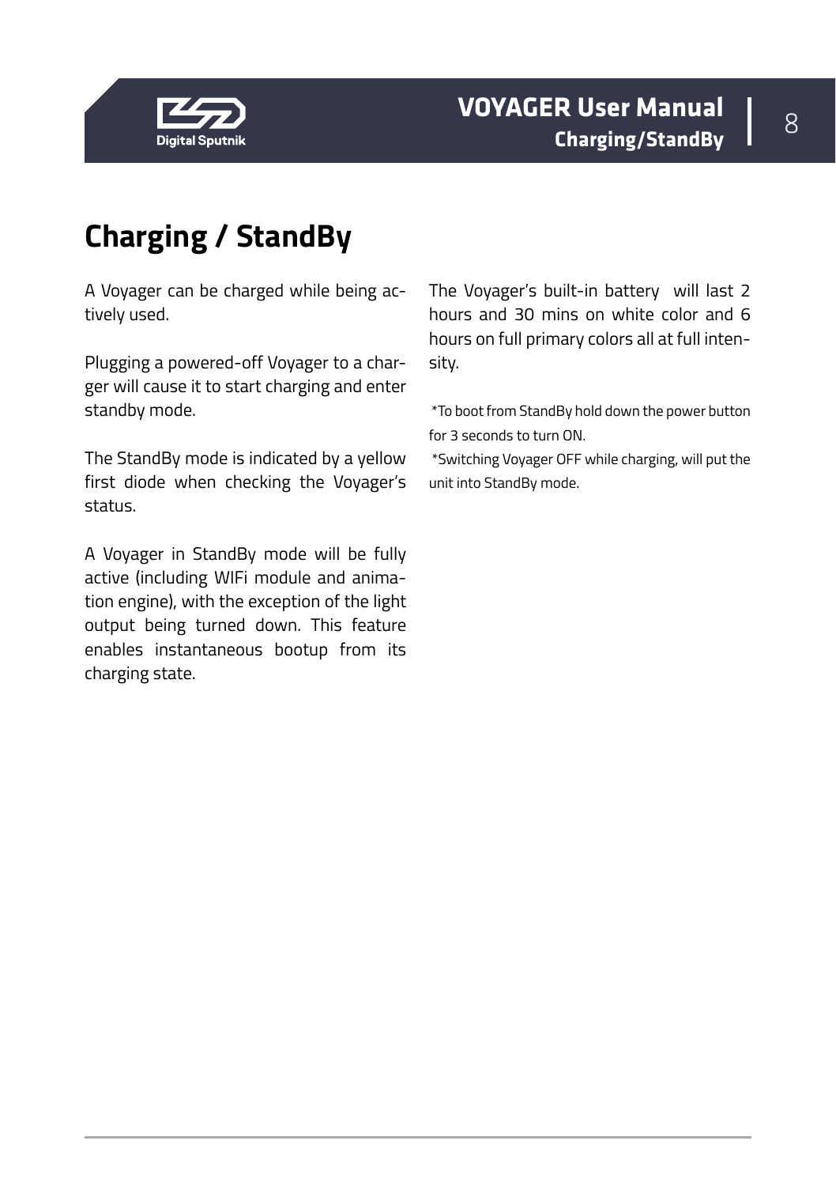# Charging / StandBy

A Voyager can be charged while being actively used.

Plugging a powered-off Voyager to a charger will cause it to start charging and enter standby mode.

The StandBy mode is indicated by a yellow first diode when checking the Voyager's status.

A Voyager in StandBy mode will be fully active (including WIFi module and animation engine), with the exception of the light output being turned down. This feature enables instantaneous bootup from its charging state.

The Voyager's built-in battery will last 2 hours and 30 mins on white color and 6 hours on full primary colors all at full intensity.

*To boot from StandBy hold down the power button for 3 seconds to turn ON.

*Switching Voyager OFF while charging, will put the unit into StandBy mode.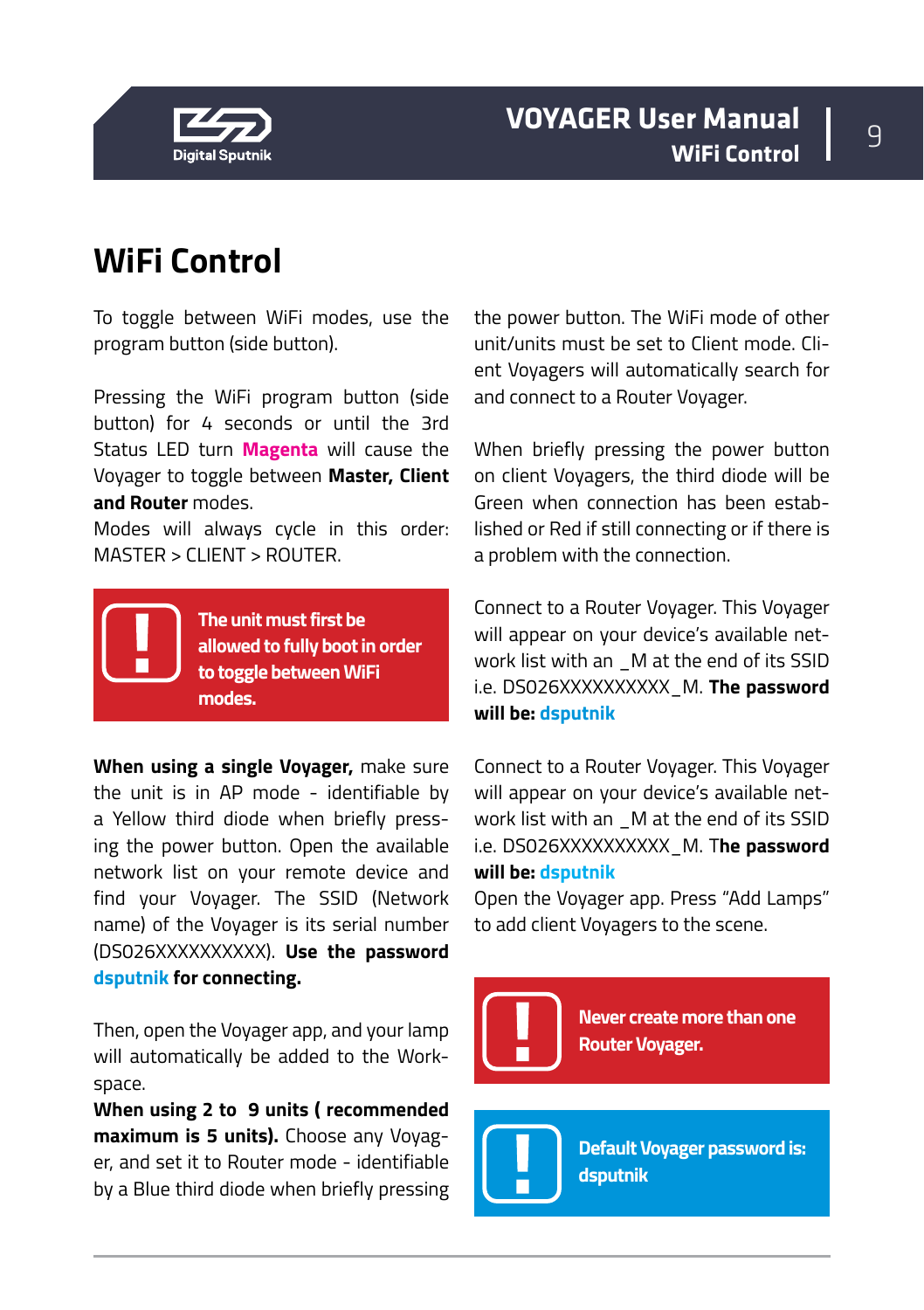# WiFi Control

To toggle between WiFi modes, use the program button (side button).

Pressing the WiFi program button (side button) for 4 seconds or until the 3rd Status LED turn **Magenta** will cause the Voyager to toggle between **Master, Client and Router** modes.
Modes will always cycle in this order: MASTER > CLIENT > ROUTER.

> **!** **The unit must first be allowed to fully boot in order to toggle between WiFi modes.**

**When using a single Voyager,** make sure the unit is in AP mode - identifiable by a Yellow third diode when briefly pressing the power button. Open the available network list on your remote device and find your Voyager. The SSID (Network name) of the Voyager is its serial number (DS026XXXXXXXXXX). **Use the password dsputnik for connecting.**

Then, open the Voyager app, and your lamp will automatically be added to the Workspace.
**When using 2 to 9 units ( recommended maximum is 5 units).** Choose any Voyager, and set it to Router mode - identifiable by a Blue third diode when briefly pressing the power button. The WiFi mode of other unit/units must be set to Client mode. Client Voyagers will automatically search for and connect to a Router Voyager.

When briefly pressing the power button on client Voyagers, the third diode will be Green when connection has been established or Red if still connecting or if there is a problem with the connection.

Connect to a Router Voyager. This Voyager will appear on your device's available network list with an _M at the end of its SSID i.e. DS026XXXXXXXXXX_M. **The password will be: dsputnik**

Connect to a Router Voyager. This Voyager will appear on your device's available network list with an _M at the end of its SSID i.e. DS026XXXXXXXXXX_M. T**he password will be: dsputnik**
Open the Voyager app. Press "Add Lamps" to add client Voyagers to the scene.

> **!** **Never create more than one Router Voyager.**

> **!** **Default Voyager password is: dsputnik**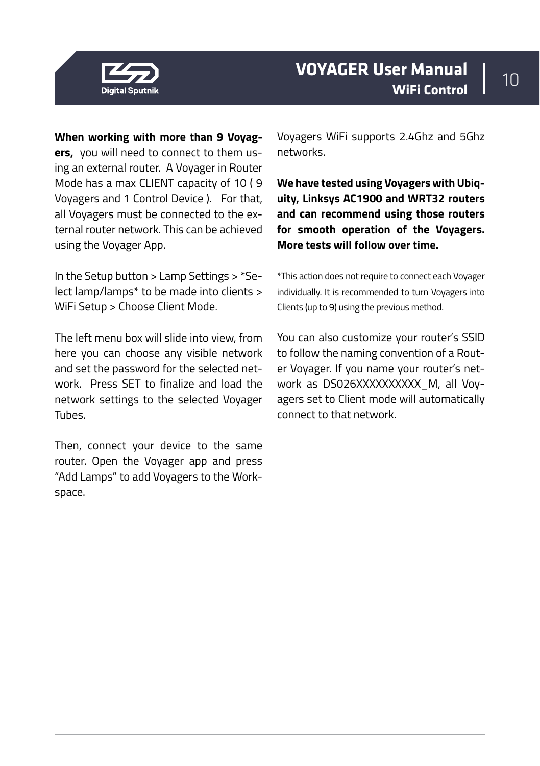**When working with more than 9 Voyagers,** you will need to connect to them using an external router. A Voyager in Router Mode has a max CLIENT capacity of 10 ( 9 Voyagers and 1 Control Device ). For that, all Voyagers must be connected to the external router network. This can be achieved using the Voyager App.

In the Setup button > Lamp Settings > *Select lamp/lamps* to be made into clients > WiFi Setup > Choose Client Mode.

The left menu box will slide into view, from here you can choose any visible network and set the password for the selected network. Press SET to finalize and load the network settings to the selected Voyager Tubes.

Then, connect your device to the same router. Open the Voyager app and press "Add Lamps" to add Voyagers to the Workspace.

Voyagers WiFi supports 2.4Ghz and 5Ghz networks.

**We have tested using Voyagers with Ubiquity, Linksys AC1900 and WRT32 routers and can recommend using those routers for smooth operation of the Voyagers. More tests will follow over time.**

*This action does not require to connect each Voyager individually. It is recommended to turn Voyagers into Clients (up to 9) using the previous method.

You can also customize your router's SSID to follow the naming convention of a Router Voyager. If you name your router's network as DS026XXXXXXXXXX_M, all Voyagers set to Client mode will automatically connect to that network.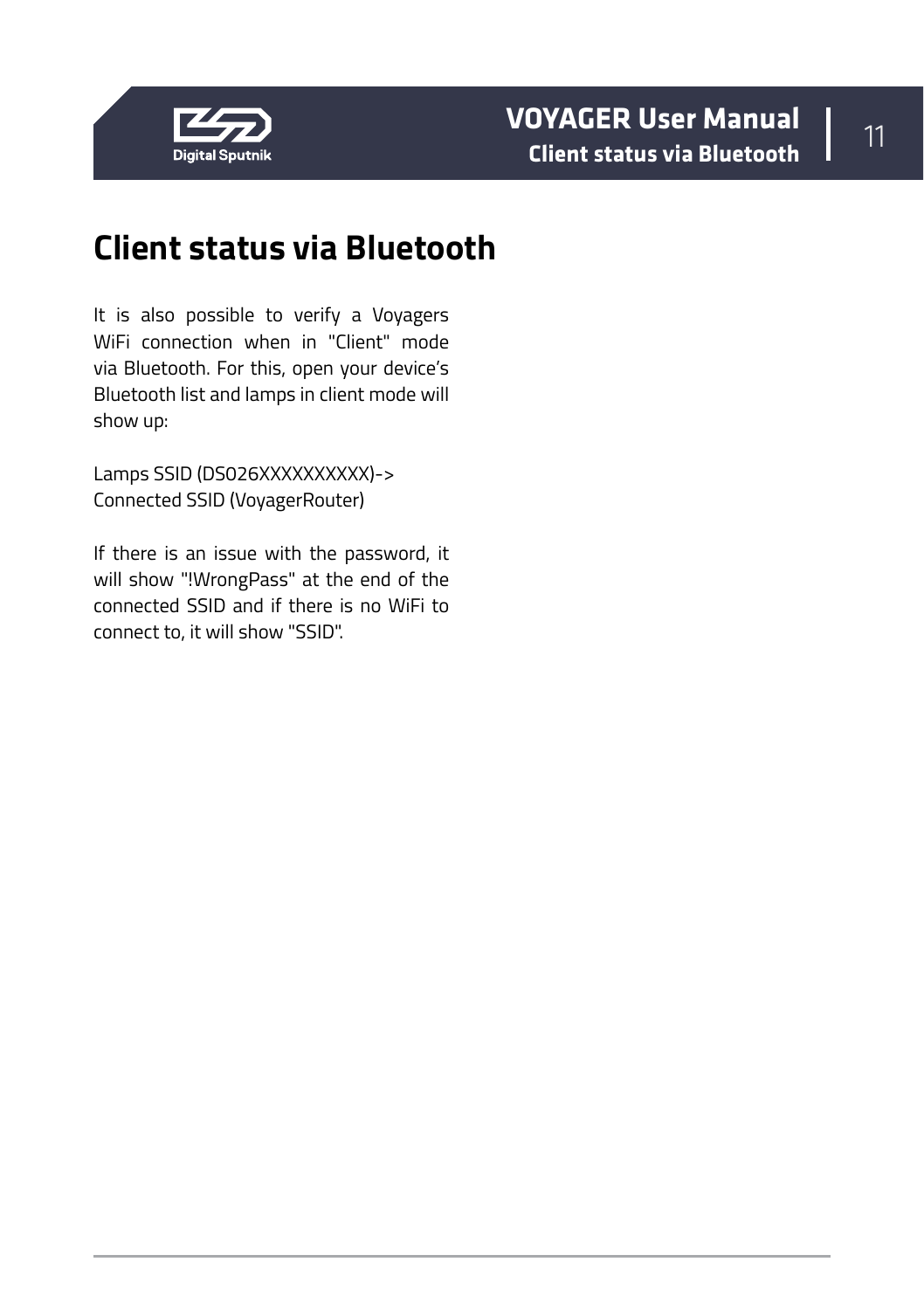# Client status via Bluetooth

It is also possible to verify a Voyagers WiFi connection when in "Client" mode via Bluetooth. For this, open your device's Bluetooth list and lamps in client mode will show up:

Lamps SSID (DS026XXXXXXXXXX)->
Connected SSID (VoyagerRouter)

If there is an issue with the password, it will show "!WrongPass" at the end of the connected SSID and if there is no WiFi to connect to, it will show "SSID".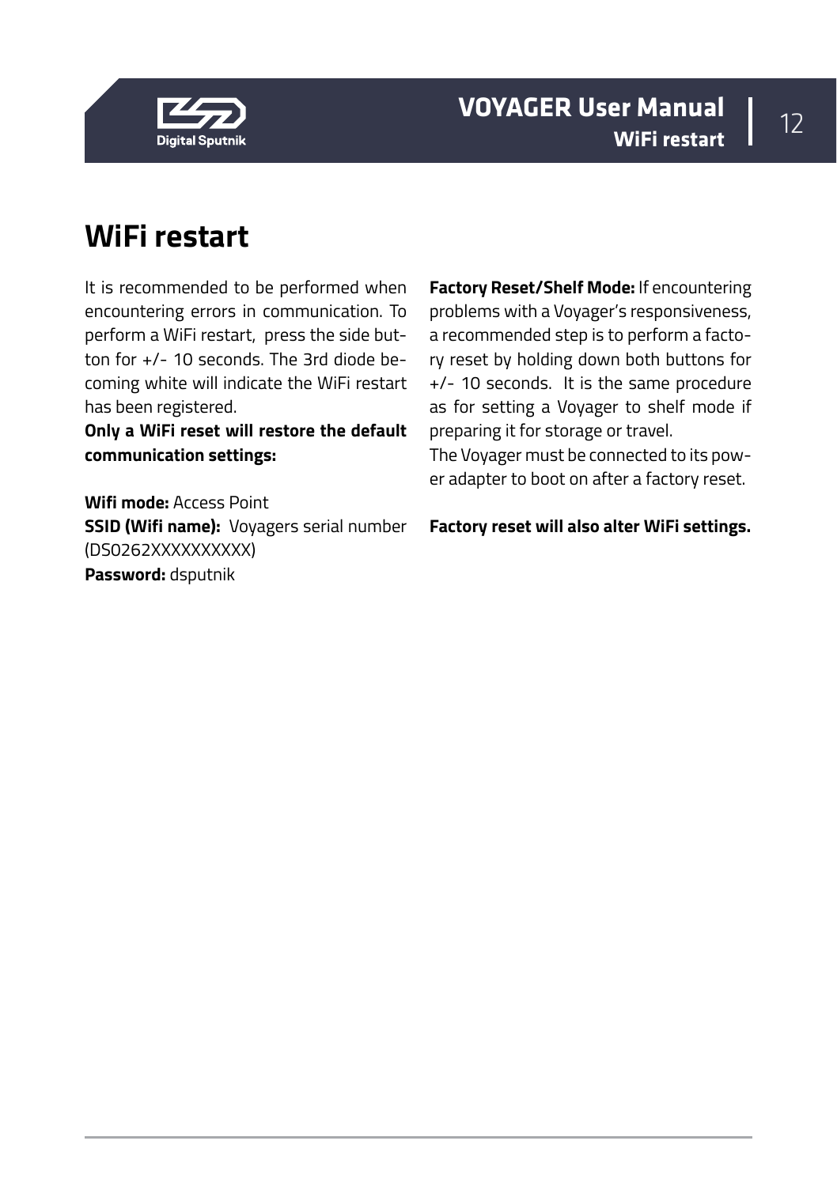# WiFi restart

It is recommended to be performed when encountering errors in communication. To perform a WiFi restart, press the side button for +/- 10 seconds. The 3rd diode becoming white will indicate the WiFi restart has been registered.

**Only a WiFi reset will restore the default communication settings:**

**Wifi mode:** Access Point
**SSID (Wifi name):** Voyagers serial number (DS0262XXXXXXXXXX)
**Password:** dsputnik

**Factory Reset/Shelf Mode:** If encountering problems with a Voyager's responsiveness, a recommended step is to perform a factory reset by holding down both buttons for +/- 10 seconds. It is the same procedure as for setting a Voyager to shelf mode if preparing it for storage or travel.
The Voyager must be connected to its power adapter to boot on after a factory reset.

**Factory reset will also alter WiFi settings.**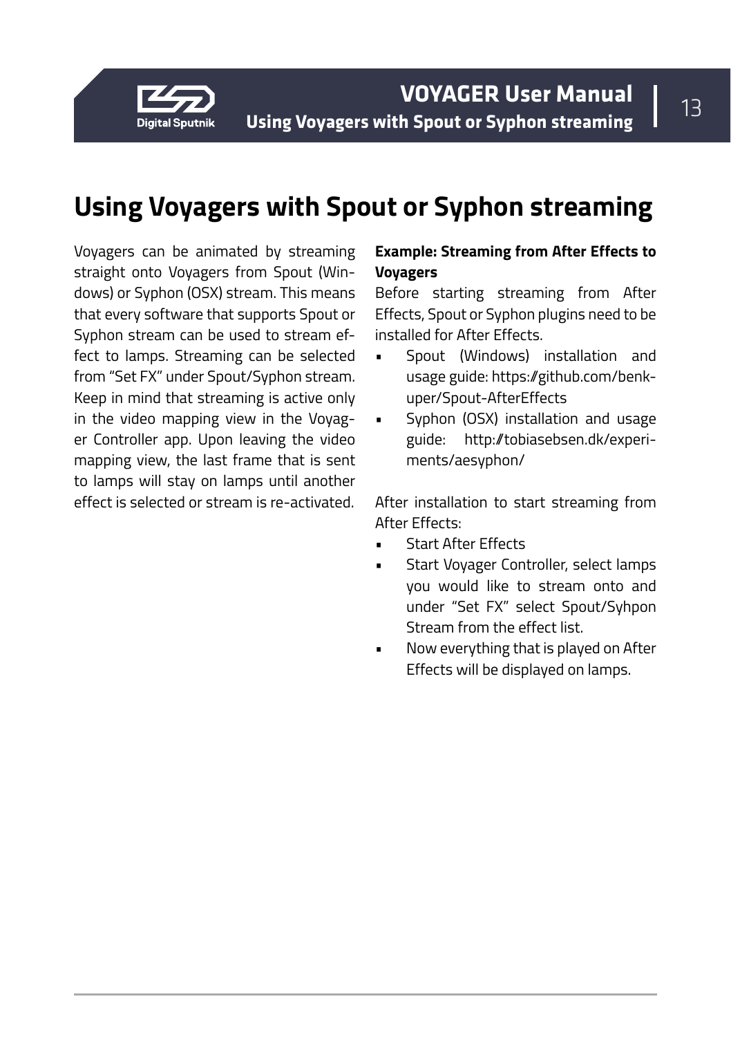# Using Voyagers with Spout or Syphon streaming

Voyagers can be animated by streaming straight onto Voyagers from Spout (Windows) or Syphon (OSX) stream. This means that every software that supports Spout or Syphon stream can be used to stream effect to lamps. Streaming can be selected from "Set FX" under Spout/Syphon stream. Keep in mind that streaming is active only in the video mapping view in the Voyager Controller app. Upon leaving the video mapping view, the last frame that is sent to lamps will stay on lamps until another effect is selected or stream is re-activated.

**Example: Streaming from After Effects to Voyagers**

Before starting streaming from After Effects, Spout or Syphon plugins need to be installed for After Effects.

- Spout (Windows) installation and usage guide: https://github.com/benkuper/Spout-AfterEffects
- Syphon (OSX) installation and usage guide: http://tobiasebsen.dk/experiments/aesyphon/

After installation to start streaming from After Effects:

- Start After Effects
- Start Voyager Controller, select lamps you would like to stream onto and under "Set FX" select Spout/Syhpon Stream from the effect list.
- Now everything that is played on After Effects will be displayed on lamps.